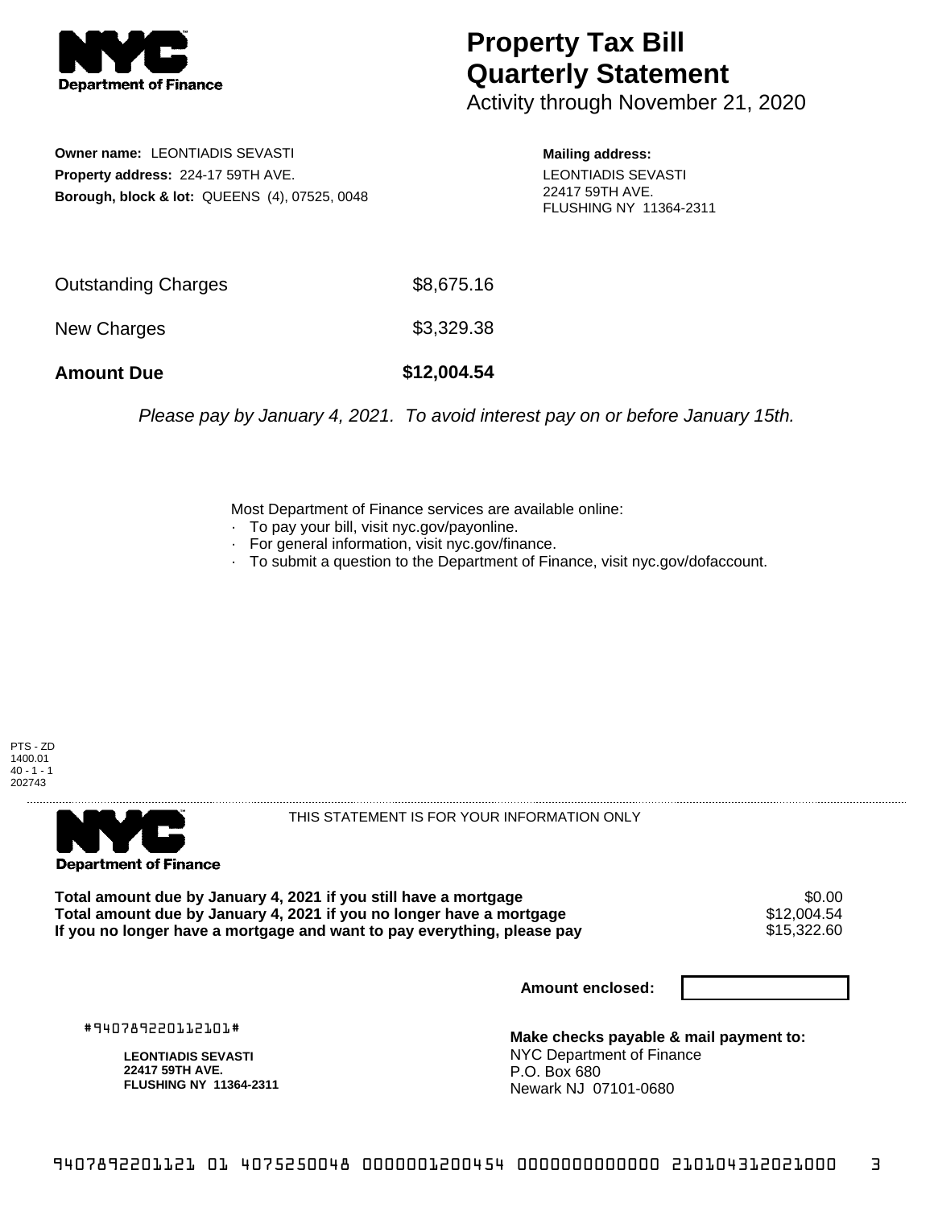# Property Tax Bill Quarterly Statement

Activity through November 21, 2020

**Owner name:** LEONTIADIS SEVASTI
**Property address:** 224-17 59TH AVE.
**Borough, block & lot:** QUEENS (4), 07525, 0048

**Mailing address:**
LEONTIADIS SEVASTI
22417 59TH AVE.
FLUSHING NY 11364-2311

| | |
|---|---|
| Outstanding Charges | $8,675.16 |
| New Charges | $3,329.38 |
| **Amount Due** | **$12,004.54** |

*Please pay by January 4, 2021. To avoid interest pay on or before January 15th.*

Most Department of Finance services are available online:
- To pay your bill, visit nyc.gov/payonline.
- For general information, visit nyc.gov/finance.
- To submit a question to the Department of Finance, visit nyc.gov/dofaccount.

PTS - ZD
1400.01
40 - 1 - 1
202743

THIS STATEMENT IS FOR YOUR INFORMATION ONLY

| | |
|---|---|
| **Total amount due by January 4, 2021 if you still have a mortgage** | $0.00 |
| **Total amount due by January 4, 2021 if you no longer have a mortgage** | $12,004.54 |
| **If you no longer have a mortgage and want to pay everything, please pay** | $15,322.60 |

**Amount enclosed:**

#940789220112101#

**LEONTIADIS SEVASTI**
**22417 59TH AVE.**
**FLUSHING NY 11364-2311**

**Make checks payable & mail payment to:**
NYC Department of Finance
P.O. Box 680
Newark NJ 07101-0680

9407892201121 01 4075250048 0000001200454 0000000000000 210104312021000 3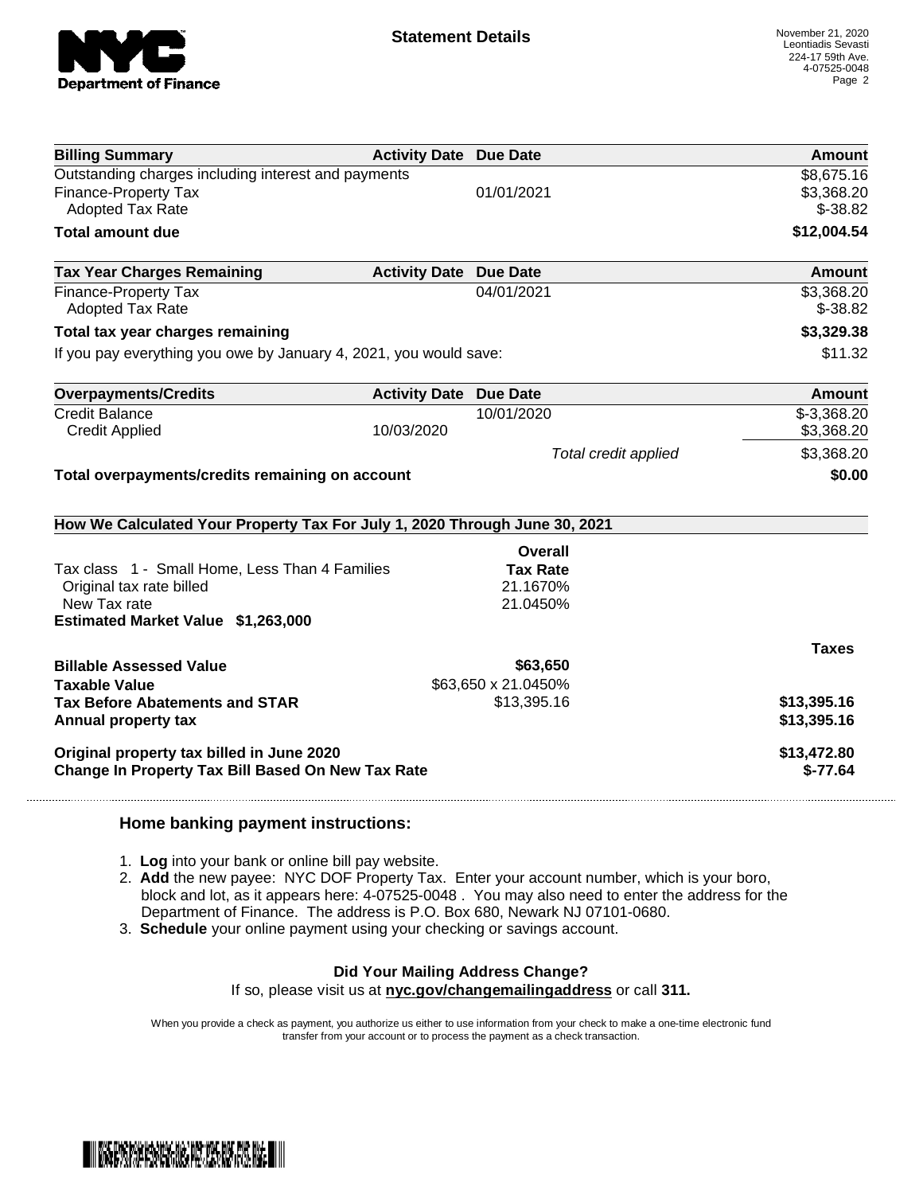# Statement Details

November 21, 2020
Leontiadis Sevasti
224-17 59th Ave.
4-07525-0048

| Billing Summary | Activity Date | Due Date | Amount |
|---|---|---|---|
| Outstanding charges including interest and payments | | | $8,675.16 |
| Finance-Property Tax | | 01/01/2021 | $3,368.20 |
| Adopted Tax Rate | | | $-38.82 |
| **Total amount due** | | | **$12,004.54** |

| Tax Year Charges Remaining | Activity Date | Due Date | Amount |
|---|---|---|---|
| Finance-Property Tax | | 04/01/2021 | $3,368.20 |
| Adopted Tax Rate | | | $-38.82 |
| **Total tax year charges remaining** | | | **$3,329.38** |
| If you pay everything you owe by January 4, 2021, you would save: | | | $11.32 |

| Overpayments/Credits | Activity Date | Due Date | Amount |
|---|---|---|---|
| Credit Balance | | 10/01/2020 | $-3,368.20 |
| Credit Applied | 10/03/2020 | | $3,368.20 |
| | | *Total credit applied* | $3,368.20 |
| **Total overpayments/credits remaining on account** | | | **$0.00** |

## How We Calculated Your Property Tax For July 1, 2020 Through June 30, 2021

| | Overall Tax Rate | |
|---|---|---|
| Tax class 1 - Small Home, Less Than 4 Families | | |
| Original tax rate billed | 21.1670% | |
| New Tax rate | 21.0450% | |
| **Estimated Market Value $1,263,000** | | |
| | | **Taxes** |
| **Billable Assessed Value** | **$63,650** | |
| **Taxable Value** | $63,650 x 21.0450% | |
| **Tax Before Abatements and STAR** | $13,395.16 | **$13,395.16** |
| **Annual property tax** | | **$13,395.16** |
| **Original property tax billed in June 2020** | | **$13,472.80** |
| **Change In Property Tax Bill Based On New Tax Rate** | | **$-77.64** |

### Home banking payment instructions:

1. **Log** into your bank or online bill pay website.
2. **Add** the new payee: NYC DOF Property Tax. Enter your account number, which is your boro, block and lot, as it appears here: 4-07525-0048 . You may also need to enter the address for the Department of Finance. The address is P.O. Box 680, Newark NJ 07101-0680.
3. **Schedule** your online payment using your checking or savings account.

**Did Your Mailing Address Change?**
If so, please visit us at **nyc.gov/changemailingaddress** or call **311.**

When you provide a check as payment, you authorize us either to use information from your check to make a one-time electronic fund transfer from your account or to process the payment as a check transaction.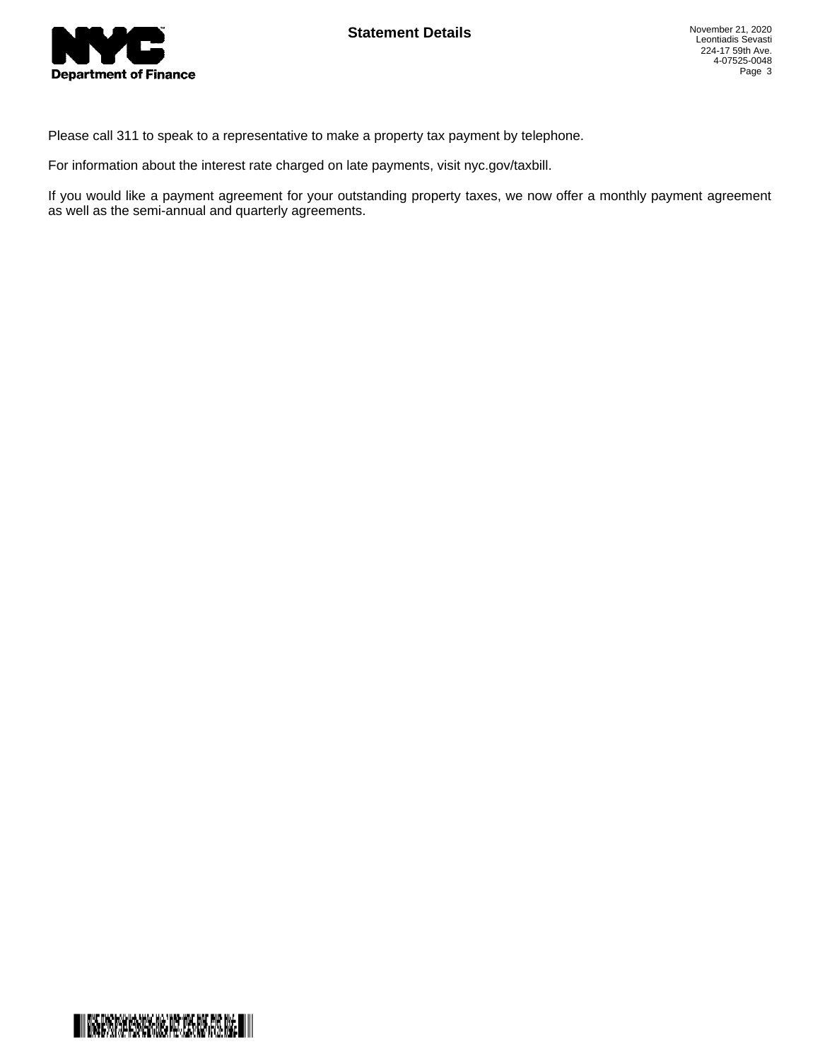Please call 311 to speak to a representative to make a property tax payment by telephone.

For information about the interest rate charged on late payments, visit nyc.gov/taxbill.

If you would like a payment agreement for your outstanding property taxes, we now offer a monthly payment agreement as well as the semi-annual and quarterly agreements.